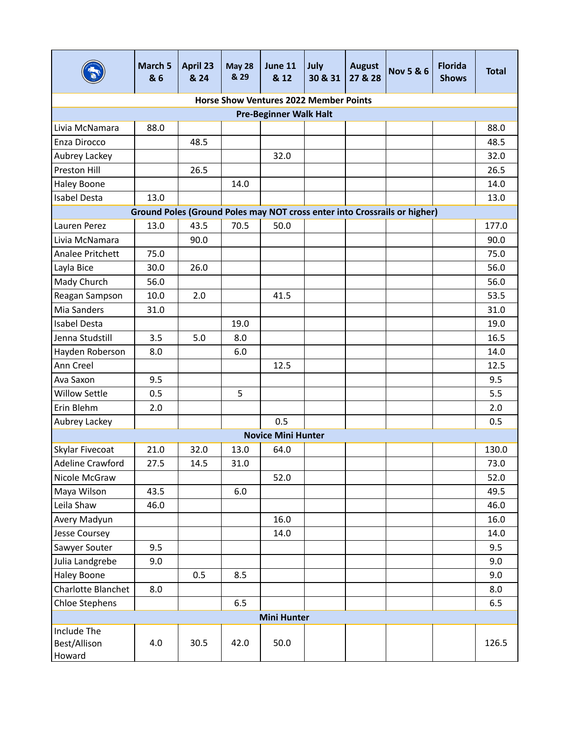| | March 5 & 6 | April 23 & 24 | May 28 & 29 | June 11 & 12 | July 30 & 31 | August 27 & 28 | Nov 5 & 6 | Florida Shows | Total |
|---|---|---|---|---|---|---|---|---|---|
| **Horse Show Ventures 2022 Member Points** | | | | | | | | | |
| **Pre-Beginner Walk Halt** | | | | | | | | | |
| Livia McNamara | 88.0 | | | | | | | | 88.0 |
| Enza Dirocco | | 48.5 | | | | | | | 48.5 |
| Aubrey Lackey | | | | 32.0 | | | | | 32.0 |
| Preston Hill | | 26.5 | | | | | | | 26.5 |
| Haley Boone | | | 14.0 | | | | | | 14.0 |
| Isabel Desta | 13.0 | | | | | | | | 13.0 |
| **Ground Poles (Ground Poles may NOT cross enter into Crossrails or higher)** | | | | | | | | | |
| Lauren Perez | 13.0 | 43.5 | 70.5 | 50.0 | | | | | 177.0 |
| Livia McNamara | | 90.0 | | | | | | | 90.0 |
| Analee Pritchett | 75.0 | | | | | | | | 75.0 |
| Layla Bice | 30.0 | 26.0 | | | | | | | 56.0 |
| Mady Church | 56.0 | | | | | | | | 56.0 |
| Reagan Sampson | 10.0 | 2.0 | | 41.5 | | | | | 53.5 |
| Mia Sanders | 31.0 | | | | | | | | 31.0 |
| Isabel Desta | | | 19.0 | | | | | | 19.0 |
| Jenna Studstill | 3.5 | 5.0 | 8.0 | | | | | | 16.5 |
| Hayden Roberson | 8.0 | | 6.0 | | | | | | 14.0 |
| Ann Creel | | | | 12.5 | | | | | 12.5 |
| Ava Saxon | 9.5 | | | | | | | | 9.5 |
| Willow Settle | 0.5 | | 5 | | | | | | 5.5 |
| Erin Blehm | 2.0 | | | | | | | | 2.0 |
| Aubrey Lackey | | | | 0.5 | | | | | 0.5 |
| **Novice Mini Hunter** | | | | | | | | | |
| Skylar Fivecoat | 21.0 | 32.0 | 13.0 | 64.0 | | | | | 130.0 |
| Adeline Crawford | 27.5 | 14.5 | 31.0 | | | | | | 73.0 |
| Nicole McGraw | | | | 52.0 | | | | | 52.0 |
| Maya Wilson | 43.5 | | 6.0 | | | | | | 49.5 |
| Leila Shaw | 46.0 | | | | | | | | 46.0 |
| Avery Madyun | | | | 16.0 | | | | | 16.0 |
| Jesse Coursey | | | | 14.0 | | | | | 14.0 |
| Sawyer Souter | 9.5 | | | | | | | | 9.5 |
| Julia Landgrebe | 9.0 | | | | | | | | 9.0 |
| Haley Boone | | 0.5 | 8.5 | | | | | | 9.0 |
| Charlotte Blanchet | 8.0 | | | | | | | | 8.0 |
| Chloe Stephens | | | 6.5 | | | | | | 6.5 |
| **Mini Hunter** | | | | | | | | | |
| Include The Best/Allison Howard | 4.0 | 30.5 | 42.0 | 50.0 | | | | | 126.5 |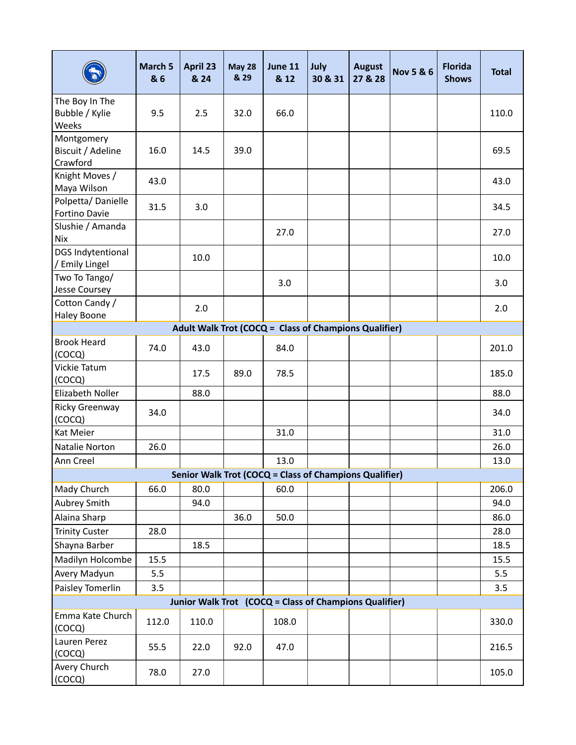| | March 5 & 6 | April 23 & 24 | May 28 & 29 | June 11 & 12 | July 30 & 31 | August 27 & 28 | Nov 5 & 6 | Florida Shows | Total |
|---|---|---|---|---|---|---|---|---|---|
| The Boy In The Bubble / Kylie Weeks | 9.5 | 2.5 | 32.0 | 66.0 | | | | | 110.0 |
| Montgomery Biscuit / Adeline Crawford | 16.0 | 14.5 | 39.0 | | | | | | 69.5 |
| Knight Moves / Maya Wilson | 43.0 | | | | | | | | 43.0 |
| Polpetta/ Danielle Fortino Davie | 31.5 | 3.0 | | | | | | | 34.5 |
| Slushie / Amanda Nix | | | | 27.0 | | | | | 27.0 |
| DGS Indytentional / Emily Lingel | | 10.0 | | | | | | | 10.0 |
| Two To Tango/ Jesse Coursey | | | | 3.0 | | | | | 3.0 |
| Cotton Candy / Haley Boone | | 2.0 | | | | | | | 2.0 |
| **Adult Walk Trot (COCQ = Class of Champions Qualifier)** | | | | | | | | | |
| Brook Heard (COCQ) | 74.0 | 43.0 | | 84.0 | | | | | 201.0 |
| Vickie Tatum (COCQ) | | 17.5 | 89.0 | 78.5 | | | | | 185.0 |
| Elizabeth Noller | | 88.0 | | | | | | | 88.0 |
| Ricky Greenway (COCQ) | 34.0 | | | | | | | | 34.0 |
| Kat Meier | | | | 31.0 | | | | | 31.0 |
| Natalie Norton | 26.0 | | | | | | | | 26.0 |
| Ann Creel | | | | 13.0 | | | | | 13.0 |
| **Senior Walk Trot (COCQ = Class of Champions Qualifier)** | | | | | | | | | |
| Mady Church | 66.0 | 80.0 | | 60.0 | | | | | 206.0 |
| Aubrey Smith | | 94.0 | | | | | | | 94.0 |
| Alaina Sharp | | | 36.0 | 50.0 | | | | | 86.0 |
| Trinity Custer | 28.0 | | | | | | | | 28.0 |
| Shayna Barber | | 18.5 | | | | | | | 18.5 |
| Madilyn Holcombe | 15.5 | | | | | | | | 15.5 |
| Avery Madyun | 5.5 | | | | | | | | 5.5 |
| Paisley Tomerlin | 3.5 | | | | | | | | 3.5 |
| **Junior Walk Trot (COCQ = Class of Champions Qualifier)** | | | | | | | | | |
| Emma Kate Church (COCQ) | 112.0 | 110.0 | | 108.0 | | | | | 330.0 |
| Lauren Perez (COCQ) | 55.5 | 22.0 | 92.0 | 47.0 | | | | | 216.5 |
| Avery Church (COCQ) | 78.0 | 27.0 | | | | | | | 105.0 |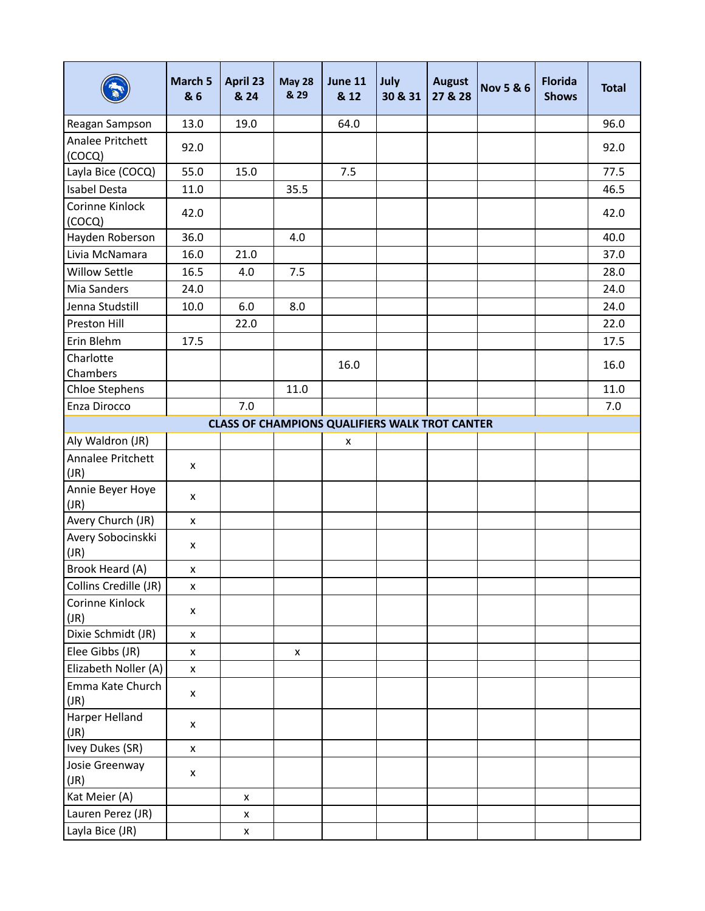| | March 5 & 6 | April 23 & 24 | May 28 & 29 | June 11 & 12 | July 30 & 31 | August 27 & 28 | Nov 5 & 6 | Florida Shows | Total |
|---|---|---|---|---|---|---|---|---|---|
| Reagan Sampson | 13.0 | 19.0 | | 64.0 | | | | | 96.0 |
| Analee Pritchett (COCQ) | 92.0 | | | | | | | | 92.0 |
| Layla Bice (COCQ) | 55.0 | 15.0 | | 7.5 | | | | | 77.5 |
| Isabel Desta | 11.0 | | 35.5 | | | | | | 46.5 |
| Corinne Kinlock (COCQ) | 42.0 | | | | | | | | 42.0 |
| Hayden Roberson | 36.0 | | 4.0 | | | | | | 40.0 |
| Livia McNamara | 16.0 | 21.0 | | | | | | | 37.0 |
| Willow Settle | 16.5 | 4.0 | 7.5 | | | | | | 28.0 |
| Mia Sanders | 24.0 | | | | | | | | 24.0 |
| Jenna Studstill | 10.0 | 6.0 | 8.0 | | | | | | 24.0 |
| Preston Hill | | 22.0 | | | | | | | 22.0 |
| Erin Blehm | 17.5 | | | | | | | | 17.5 |
| Charlotte Chambers | | | | 16.0 | | | | | 16.0 |
| Chloe Stephens | | | 11.0 | | | | | | 11.0 |
| Enza Dirocco | | 7.0 | | | | | | | 7.0 |
| **CLASS OF CHAMPIONS QUALIFIERS WALK TROT CANTER** | | | | | | | | | |
| Aly Waldron (JR) | | | | x | | | | | |
| Annalee Pritchett (JR) | x | | | | | | | | |
| Annie Beyer Hoye (JR) | x | | | | | | | | |
| Avery Church (JR) | x | | | | | | | | |
| Avery Sobocinskki (JR) | x | | | | | | | | |
| Brook Heard (A) | x | | | | | | | | |
| Collins Credille (JR) | x | | | | | | | | |
| Corinne Kinlock (JR) | x | | | | | | | | |
| Dixie Schmidt (JR) | x | | | | | | | | |
| Elee Gibbs (JR) | x | | x | | | | | | |
| Elizabeth Noller (A) | x | | | | | | | | |
| Emma Kate Church (JR) | x | | | | | | | | |
| Harper Helland (JR) | x | | | | | | | | |
| Ivey Dukes (SR) | x | | | | | | | | |
| Josie Greenway (JR) | x | | | | | | | | |
| Kat Meier (A) | | x | | | | | | | |
| Lauren Perez (JR) | | x | | | | | | | |
| Layla Bice (JR) | | x | | | | | | | |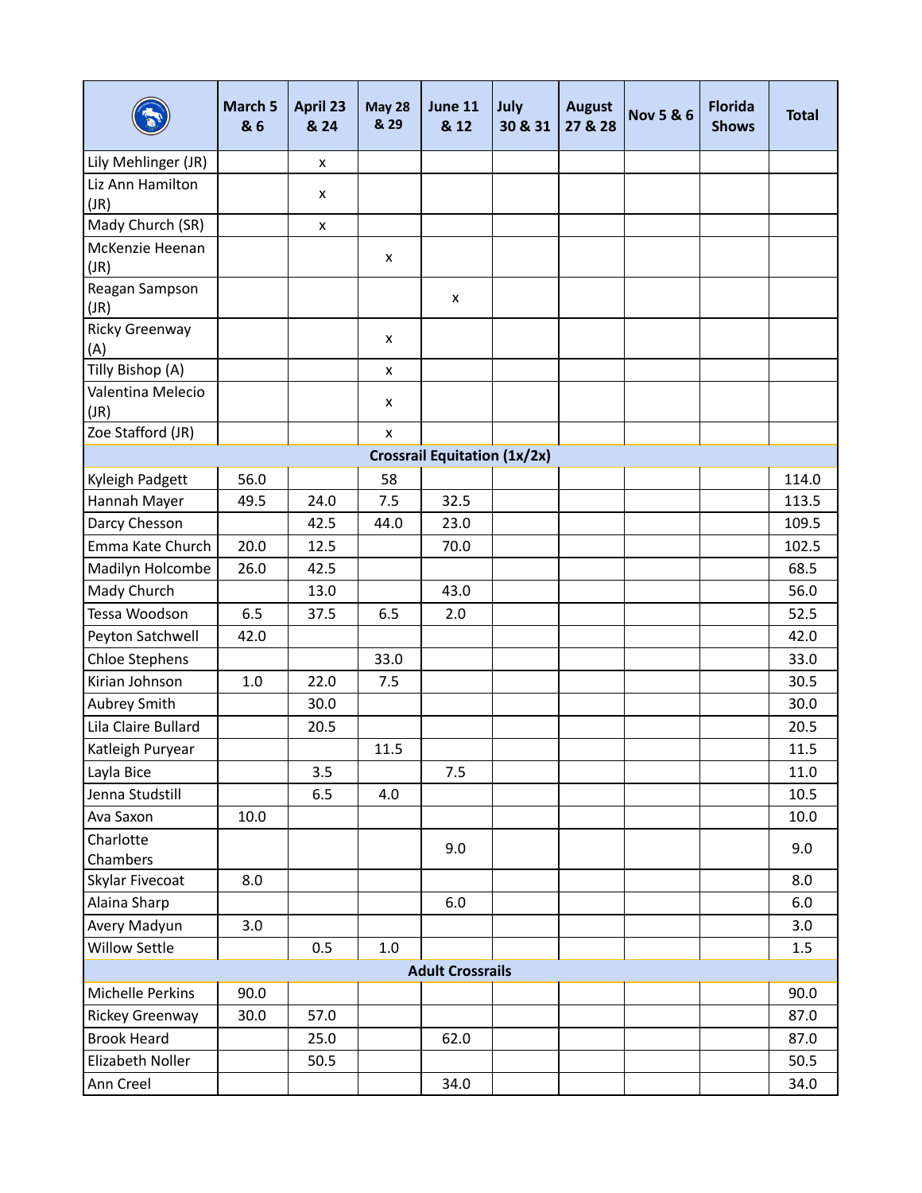| | March 5 & 6 | April 23 & 24 | May 28 & 29 | June 11 & 12 | July 30 & 31 | August 27 & 28 | Nov 5 & 6 | Florida Shows | Total |
|---|---|---|---|---|---|---|---|---|---|
| Lily Mehlinger (JR) | | x | | | | | | | |
| Liz Ann Hamilton (JR) | | x | | | | | | | |
| Mady Church (SR) | | x | | | | | | | |
| McKenzie Heenan (JR) | | | x | | | | | | |
| Reagan Sampson (JR) | | | | x | | | | | |
| Ricky Greenway (A) | | | x | | | | | | |
| Tilly Bishop (A) | | | x | | | | | | |
| Valentina Melecio (JR) | | | x | | | | | | |
| Zoe Stafford (JR) | | | x | | | | | | |
| **Crossrail Equitation (1x/2x)** | | | | | | | | | |
| Kyleigh Padgett | 56.0 | | 58 | | | | | | 114.0 |
| Hannah Mayer | 49.5 | 24.0 | 7.5 | 32.5 | | | | | 113.5 |
| Darcy Chesson | | 42.5 | 44.0 | 23.0 | | | | | 109.5 |
| Emma Kate Church | 20.0 | 12.5 | | 70.0 | | | | | 102.5 |
| Madilyn Holcombe | 26.0 | 42.5 | | | | | | | 68.5 |
| Mady Church | | 13.0 | | 43.0 | | | | | 56.0 |
| Tessa Woodson | 6.5 | 37.5 | 6.5 | 2.0 | | | | | 52.5 |
| Peyton Satchwell | 42.0 | | | | | | | | 42.0 |
| Chloe Stephens | | | 33.0 | | | | | | 33.0 |
| Kirian Johnson | 1.0 | 22.0 | 7.5 | | | | | | 30.5 |
| Aubrey Smith | | 30.0 | | | | | | | 30.0 |
| Lila Claire Bullard | | 20.5 | | | | | | | 20.5 |
| Katleigh Puryear | | | 11.5 | | | | | | 11.5 |
| Layla Bice | | 3.5 | | 7.5 | | | | | 11.0 |
| Jenna Studstill | | 6.5 | 4.0 | | | | | | 10.5 |
| Ava Saxon | 10.0 | | | | | | | | 10.0 |
| Charlotte Chambers | | | | 9.0 | | | | | 9.0 |
| Skylar Fivecoat | 8.0 | | | | | | | | 8.0 |
| Alaina Sharp | | | | 6.0 | | | | | 6.0 |
| Avery Madyun | 3.0 | | | | | | | | 3.0 |
| Willow Settle | | 0.5 | 1.0 | | | | | | 1.5 |
| **Adult Crossrails** | | | | | | | | | |
| Michelle Perkins | 90.0 | | | | | | | | 90.0 |
| Rickey Greenway | 30.0 | 57.0 | | | | | | | 87.0 |
| Brook Heard | | 25.0 | | 62.0 | | | | | 87.0 |
| Elizabeth Noller | | 50.5 | | | | | | | 50.5 |
| Ann Creel | | | | 34.0 | | | | | 34.0 |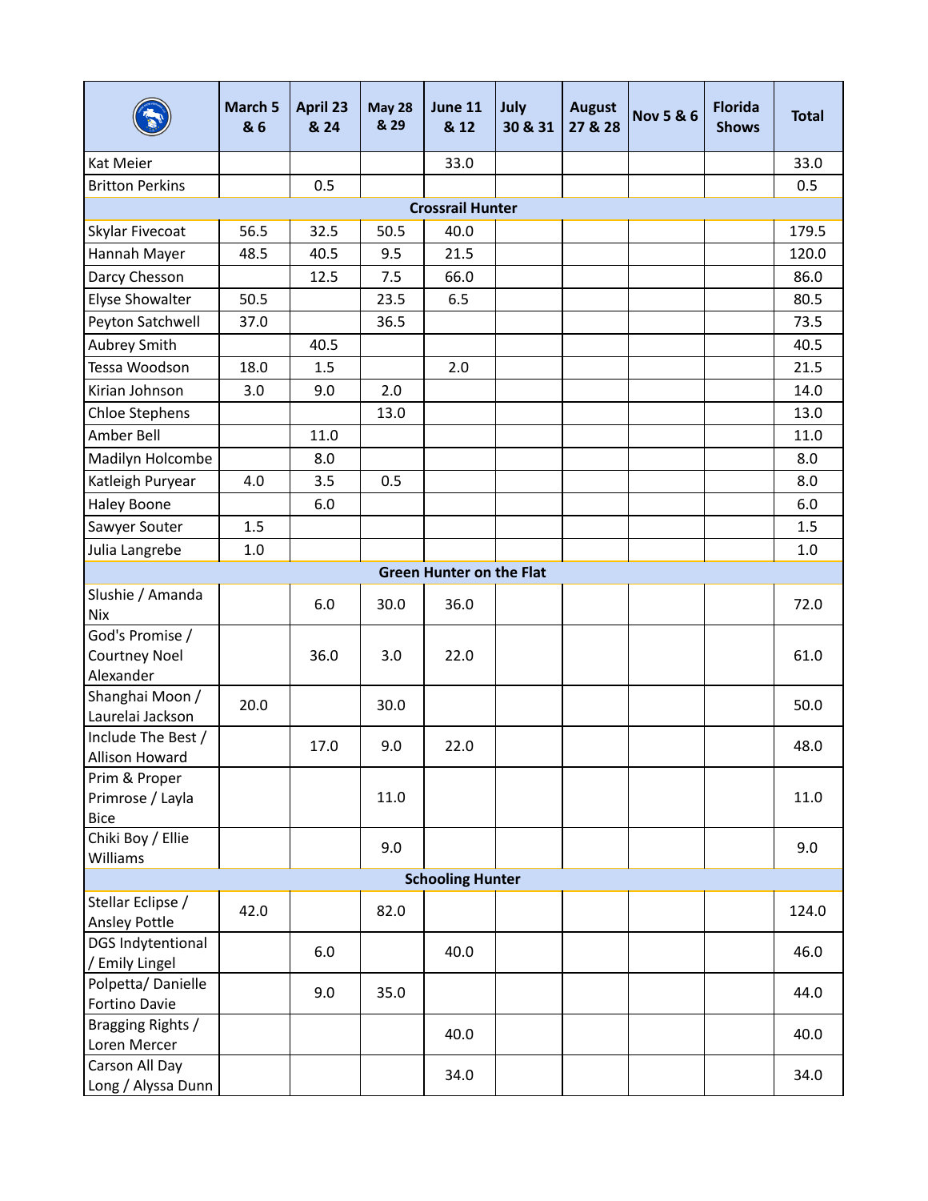| | March 5 & 6 | April 23 & 24 | May 28 & 29 | June 11 & 12 | July 30 & 31 | August 27 & 28 | Nov 5 & 6 | Florida Shows | Total |
|---|---|---|---|---|---|---|---|---|---|
| Kat Meier | | | | 33.0 | | | | | 33.0 |
| Britton Perkins | | 0.5 | | | | | | | 0.5 |
| **Crossrail Hunter** | | | | | | | | | |
| Skylar Fivecoat | 56.5 | 32.5 | 50.5 | 40.0 | | | | | 179.5 |
| Hannah Mayer | 48.5 | 40.5 | 9.5 | 21.5 | | | | | 120.0 |
| Darcy Chesson | | 12.5 | 7.5 | 66.0 | | | | | 86.0 |
| Elyse Showalter | 50.5 | | 23.5 | 6.5 | | | | | 80.5 |
| Peyton Satchwell | 37.0 | | 36.5 | | | | | | 73.5 |
| Aubrey Smith | | 40.5 | | | | | | | 40.5 |
| Tessa Woodson | 18.0 | 1.5 | | 2.0 | | | | | 21.5 |
| Kirian Johnson | 3.0 | 9.0 | 2.0 | | | | | | 14.0 |
| Chloe Stephens | | | 13.0 | | | | | | 13.0 |
| Amber Bell | | 11.0 | | | | | | | 11.0 |
| Madilyn Holcombe | | 8.0 | | | | | | | 8.0 |
| Katleigh Puryear | 4.0 | 3.5 | 0.5 | | | | | | 8.0 |
| Haley Boone | | 6.0 | | | | | | | 6.0 |
| Sawyer Souter | 1.5 | | | | | | | | 1.5 |
| Julia Langrebe | 1.0 | | | | | | | | 1.0 |
| **Green Hunter on the Flat** | | | | | | | | | |
| Slushie / Amanda Nix | | 6.0 | 30.0 | 36.0 | | | | | 72.0 |
| God's Promise / Courtney Noel Alexander | | 36.0 | 3.0 | 22.0 | | | | | 61.0 |
| Shanghai Moon / Laurelai Jackson | 20.0 | | 30.0 | | | | | | 50.0 |
| Include The Best / Allison Howard | | 17.0 | 9.0 | 22.0 | | | | | 48.0 |
| Prim & Proper Primrose / Layla Bice | | | 11.0 | | | | | | 11.0 |
| Chiki Boy / Ellie Williams | | | 9.0 | | | | | | 9.0 |
| **Schooling Hunter** | | | | | | | | | |
| Stellar Eclipse / Ansley Pottle | 42.0 | | 82.0 | | | | | | 124.0 |
| DGS Indytentional / Emily Lingel | | 6.0 | | 40.0 | | | | | 46.0 |
| Polpetta/ Danielle Fortino Davie | | 9.0 | 35.0 | | | | | | 44.0 |
| Bragging Rights / Loren Mercer | | | | 40.0 | | | | | 40.0 |
| Carson All Day Long / Alyssa Dunn | | | | 34.0 | | | | | 34.0 |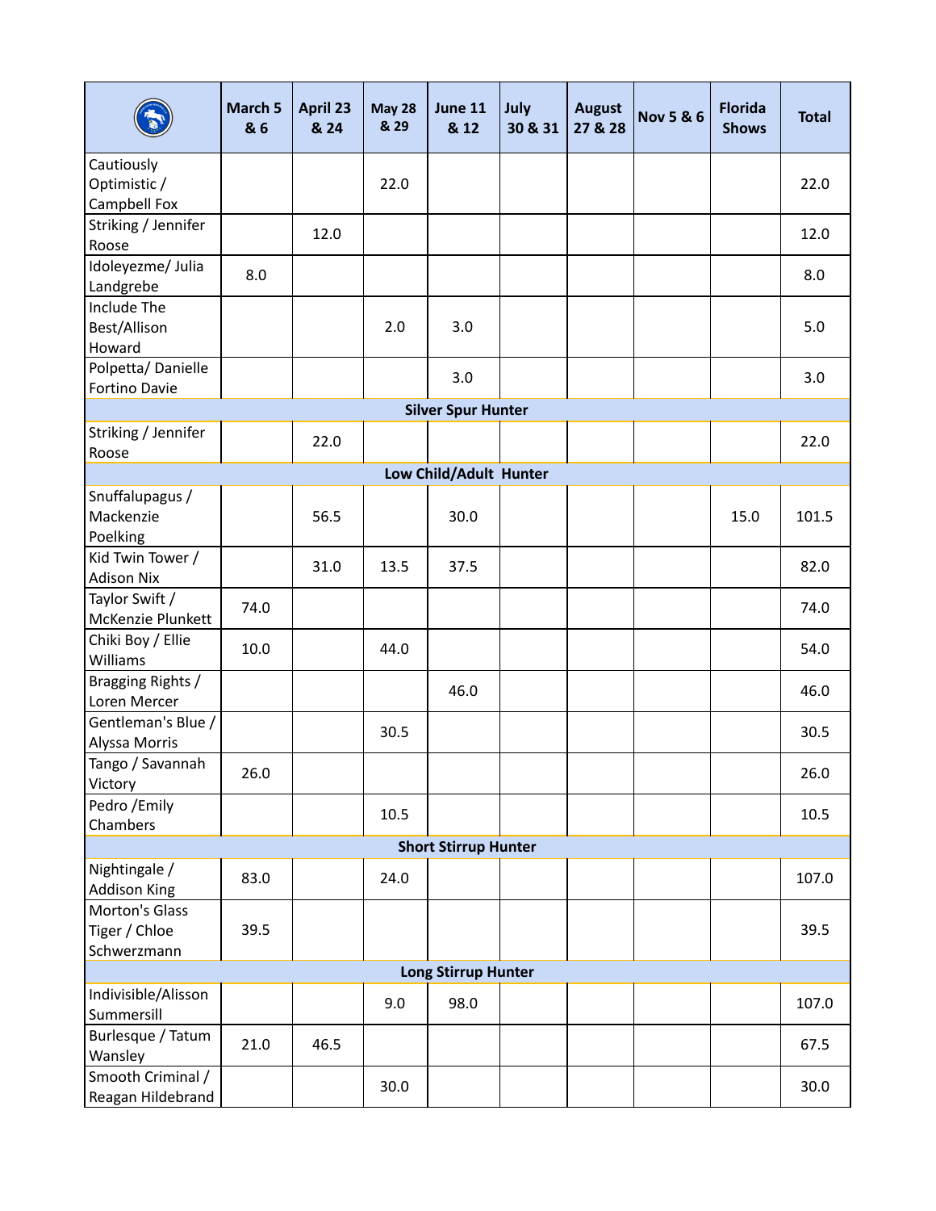| | March 5 & 6 | April 23 & 24 | May 28 & 29 | June 11 & 12 | July 30 & 31 | August 27 & 28 | Nov 5 & 6 | Florida Shows | Total |
|---|---|---|---|---|---|---|---|---|---|
| Cautiously Optimistic / Campbell Fox | | | 22.0 | | | | | | 22.0 |
| Striking / Jennifer Roose | | 12.0 | | | | | | | 12.0 |
| Idoleyezme/ Julia Landgrebe | 8.0 | | | | | | | | 8.0 |
| Include The Best/Allison Howard | | | 2.0 | 3.0 | | | | | 5.0 |
| Polpetta/ Danielle Fortino Davie | | | | 3.0 | | | | | 3.0 |
| **Silver Spur Hunter** | | | | | | | | | |
| Striking / Jennifer Roose | | 22.0 | | | | | | | 22.0 |
| **Low Child/Adult Hunter** | | | | | | | | | |
| Snuffalupagus / Mackenzie Poelking | | 56.5 | | 30.0 | | | | 15.0 | 101.5 |
| Kid Twin Tower / Adison Nix | | 31.0 | 13.5 | 37.5 | | | | | 82.0 |
| Taylor Swift / McKenzie Plunkett | 74.0 | | | | | | | | 74.0 |
| Chiki Boy / Ellie Williams | 10.0 | | 44.0 | | | | | | 54.0 |
| Bragging Rights / Loren Mercer | | | | 46.0 | | | | | 46.0 |
| Gentleman's Blue / Alyssa Morris | | | 30.5 | | | | | | 30.5 |
| Tango / Savannah Victory | 26.0 | | | | | | | | 26.0 |
| Pedro /Emily Chambers | | | 10.5 | | | | | | 10.5 |
| **Short Stirrup Hunter** | | | | | | | | | |
| Nightingale / Addison King | 83.0 | | 24.0 | | | | | | 107.0 |
| Morton's Glass Tiger / Chloe Schwerzmann | 39.5 | | | | | | | | 39.5 |
| **Long Stirrup Hunter** | | | | | | | | | |
| Indivisible/Alisson Summersill | | | 9.0 | 98.0 | | | | | 107.0 |
| Burlesque / Tatum Wansley | 21.0 | 46.5 | | | | | | | 67.5 |
| Smooth Criminal / Reagan Hildebrand | | | 30.0 | | | | | | 30.0 |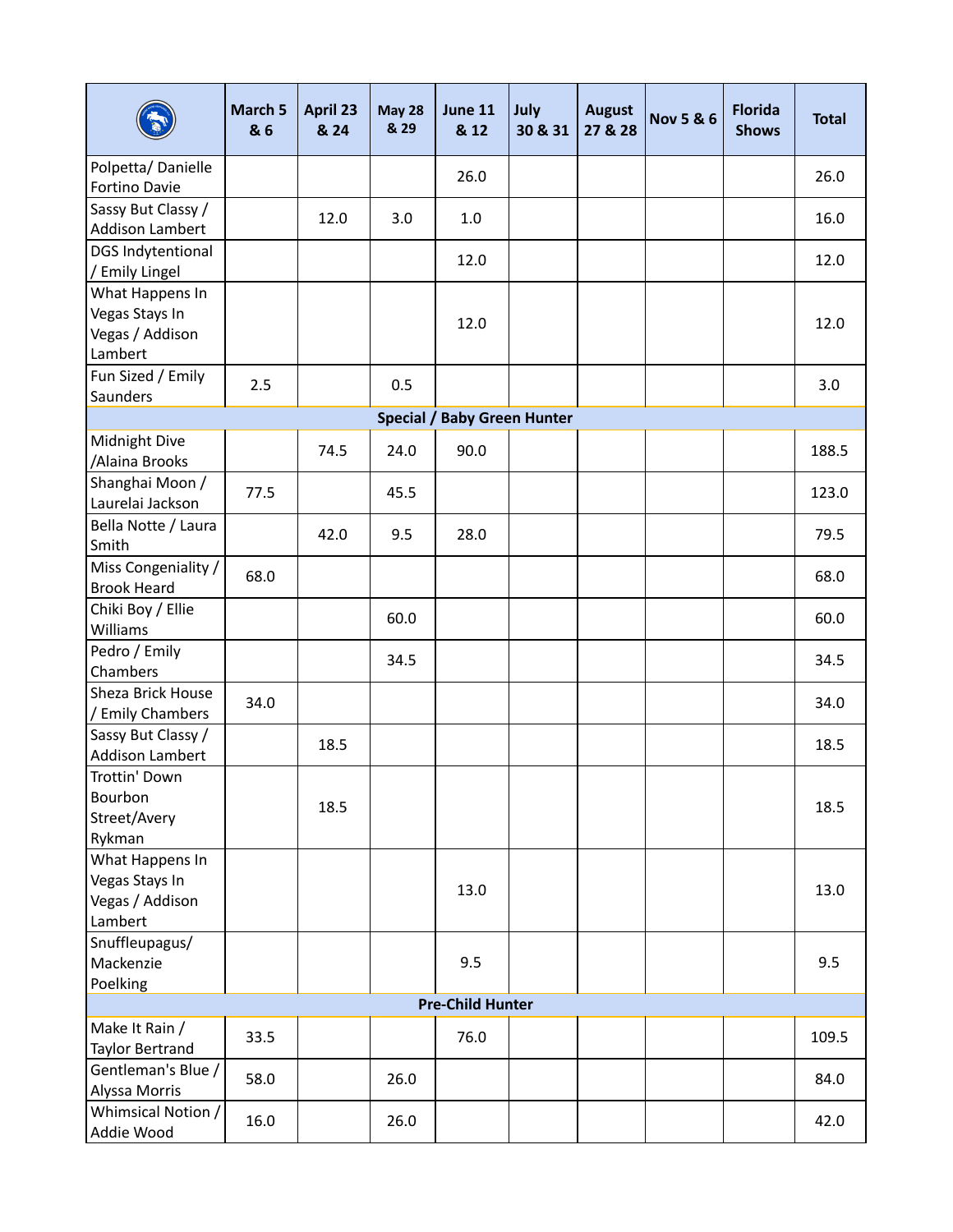| | March 5 & 6 | April 23 & 24 | May 28 & 29 | June 11 & 12 | July 30 & 31 | August 27 & 28 | Nov 5 & 6 | Florida Shows | Total |
|---|---|---|---|---|---|---|---|---|---|
| Polpetta/ Danielle Fortino Davie | | | | 26.0 | | | | | 26.0 |
| Sassy But Classy / Addison Lambert | | 12.0 | 3.0 | 1.0 | | | | | 16.0 |
| DGS Indytentional / Emily Lingel | | | | 12.0 | | | | | 12.0 |
| What Happens In Vegas Stays In Vegas / Addison Lambert | | | | 12.0 | | | | | 12.0 |
| Fun Sized / Emily Saunders | 2.5 | | 0.5 | | | | | | 3.0 |
| **Special / Baby Green Hunter** | | | | | | | | | |
| Midnight Dive /Alaina Brooks | | 74.5 | 24.0 | 90.0 | | | | | 188.5 |
| Shanghai Moon / Laurelai Jackson | 77.5 | | 45.5 | | | | | | 123.0 |
| Bella Notte / Laura Smith | | 42.0 | 9.5 | 28.0 | | | | | 79.5 |
| Miss Congeniality / Brook Heard | 68.0 | | | | | | | | 68.0 |
| Chiki Boy / Ellie Williams | | | 60.0 | | | | | | 60.0 |
| Pedro / Emily Chambers | | | 34.5 | | | | | | 34.5 |
| Sheza Brick House / Emily Chambers | 34.0 | | | | | | | | 34.0 |
| Sassy But Classy / Addison Lambert | | 18.5 | | | | | | | 18.5 |
| Trottin' Down Bourbon Street/Avery Rykman | | 18.5 | | | | | | | 18.5 |
| What Happens In Vegas Stays In Vegas / Addison Lambert | | | | 13.0 | | | | | 13.0 |
| Snuffleupagus/ Mackenzie Poelking | | | | 9.5 | | | | | 9.5 |
| **Pre-Child Hunter** | | | | | | | | | |
| Make It Rain / Taylor Bertrand | 33.5 | | | 76.0 | | | | | 109.5 |
| Gentleman's Blue / Alyssa Morris | 58.0 | | 26.0 | | | | | | 84.0 |
| Whimsical Notion / Addie Wood | 16.0 | | 26.0 | | | | | | 42.0 |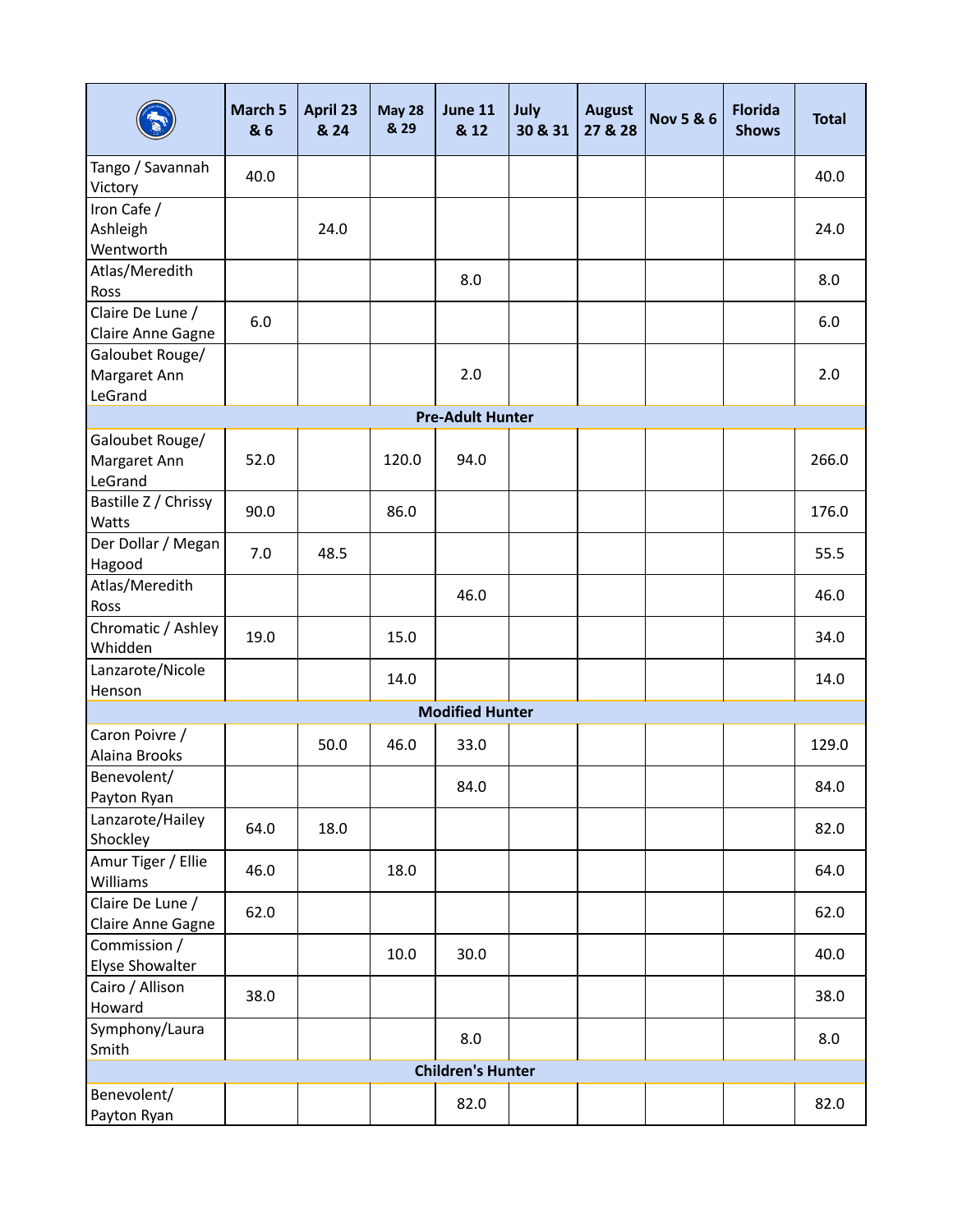| | March 5 & 6 | April 23 & 24 | May 28 & 29 | June 11 & 12 | July 30 & 31 | August 27 & 28 | Nov 5 & 6 | Florida Shows | Total |
|---|---|---|---|---|---|---|---|---|---|
| Tango / Savannah Victory | 40.0 | | | | | | | | 40.0 |
| Iron Cafe / Ashleigh Wentworth | | 24.0 | | | | | | | 24.0 |
| Atlas/Meredith Ross | | | | 8.0 | | | | | 8.0 |
| Claire De Lune / Claire Anne Gagne | 6.0 | | | | | | | | 6.0 |
| Galoubet Rouge/ Margaret Ann LeGrand | | | | 2.0 | | | | | 2.0 |
| **Pre-Adult Hunter** | | | | | | | | | |
| Galoubet Rouge/ Margaret Ann LeGrand | 52.0 | | 120.0 | 94.0 | | | | | 266.0 |
| Bastille Z / Chrissy Watts | 90.0 | | 86.0 | | | | | | 176.0 |
| Der Dollar / Megan Hagood | 7.0 | 48.5 | | | | | | | 55.5 |
| Atlas/Meredith Ross | | | | 46.0 | | | | | 46.0 |
| Chromatic / Ashley Whidden | 19.0 | | 15.0 | | | | | | 34.0 |
| Lanzarote/Nicole Henson | | | 14.0 | | | | | | 14.0 |
| **Modified Hunter** | | | | | | | | | |
| Caron Poivre / Alaina Brooks | | 50.0 | 46.0 | 33.0 | | | | | 129.0 |
| Benevolent/ Payton Ryan | | | | 84.0 | | | | | 84.0 |
| Lanzarote/Hailey Shockley | 64.0 | 18.0 | | | | | | | 82.0 |
| Amur Tiger / Ellie Williams | 46.0 | | 18.0 | | | | | | 64.0 |
| Claire De Lune / Claire Anne Gagne | 62.0 | | | | | | | | 62.0 |
| Commission / Elyse Showalter | | | 10.0 | 30.0 | | | | | 40.0 |
| Cairo / Allison Howard | 38.0 | | | | | | | | 38.0 |
| Symphony/Laura Smith | | | | 8.0 | | | | | 8.0 |
| **Children's Hunter** | | | | | | | | | |
| Benevolent/ Payton Ryan | | | | 82.0 | | | | | 82.0 |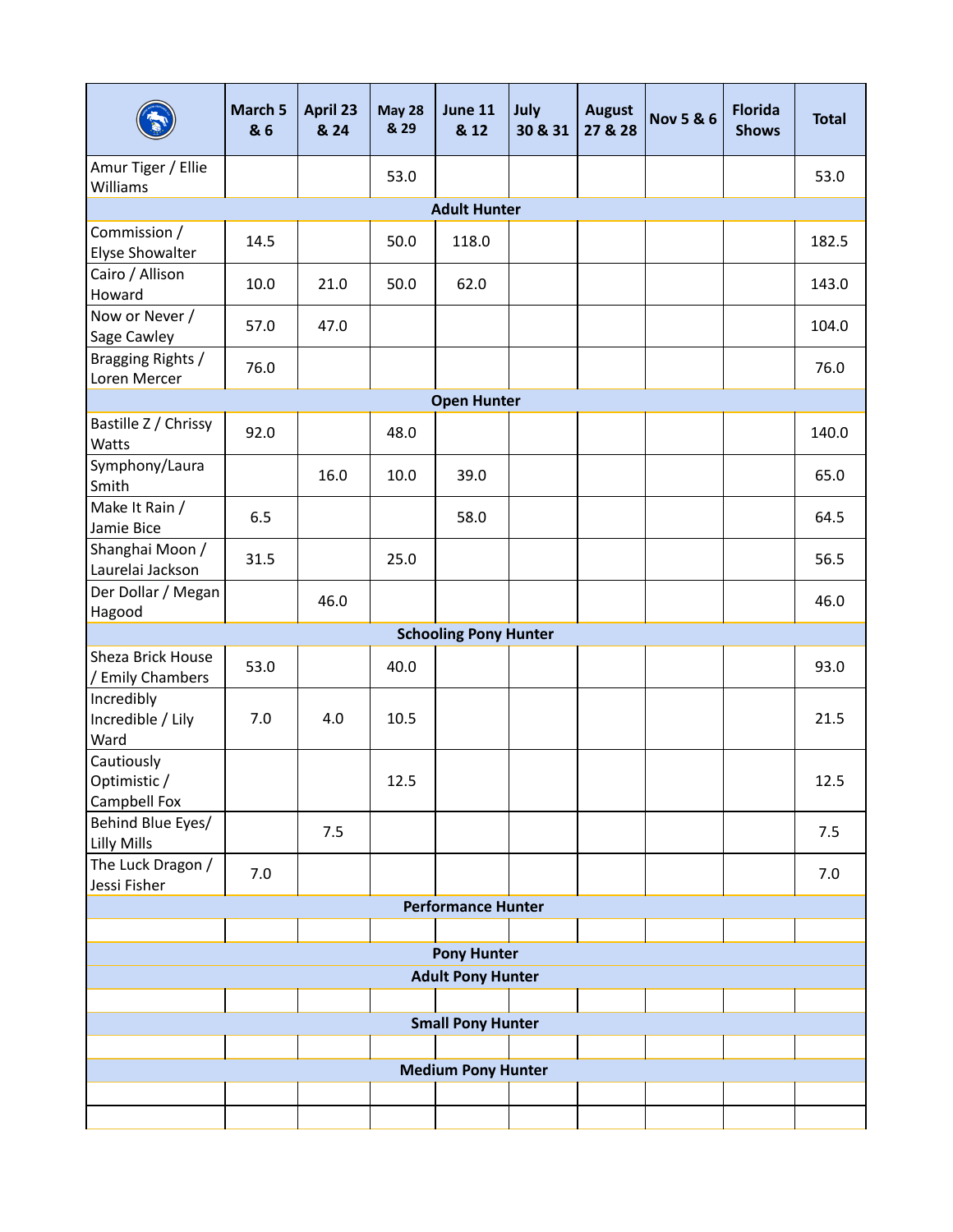| | March 5 & 6 | April 23 & 24 | May 28 & 29 | June 11 & 12 | July 30 & 31 | August 27 & 28 | Nov 5 & 6 | Florida Shows | Total |
|---|---|---|---|---|---|---|---|---|---|
| Amur Tiger / Ellie Williams | | | 53.0 | | | | | | 53.0 |
| **Adult Hunter** | | | | | | | | | |
| Commission / Elyse Showalter | 14.5 | | 50.0 | 118.0 | | | | | 182.5 |
| Cairo / Allison Howard | 10.0 | 21.0 | 50.0 | 62.0 | | | | | 143.0 |
| Now or Never / Sage Cawley | 57.0 | 47.0 | | | | | | | 104.0 |
| Bragging Rights / Loren Mercer | 76.0 | | | | | | | | 76.0 |
| **Open Hunter** | | | | | | | | | |
| Bastille Z / Chrissy Watts | 92.0 | | 48.0 | | | | | | 140.0 |
| Symphony/Laura Smith | | 16.0 | 10.0 | 39.0 | | | | | 65.0 |
| Make It Rain / Jamie Bice | 6.5 | | | 58.0 | | | | | 64.5 |
| Shanghai Moon / Laurelai Jackson | 31.5 | | 25.0 | | | | | | 56.5 |
| Der Dollar / Megan Hagood | | 46.0 | | | | | | | 46.0 |
| **Schooling Pony Hunter** | | | | | | | | | |
| Sheza Brick House / Emily Chambers | 53.0 | | 40.0 | | | | | | 93.0 |
| Incredibly Incredible / Lily Ward | 7.0 | 4.0 | 10.5 | | | | | | 21.5 |
| Cautiously Optimistic / Campbell Fox | | | 12.5 | | | | | | 12.5 |
| Behind Blue Eyes/ Lilly Mills | | 7.5 | | | | | | | 7.5 |
| The Luck Dragon / Jessi Fisher | 7.0 | | | | | | | | 7.0 |
| **Performance Hunter** | | | | | | | | | |
| | | | | | | | | | |
| **Pony Hunter** | | | | | | | | | |
| **Adult Pony Hunter** | | | | | | | | | |
| | | | | | | | | | |
| **Small Pony Hunter** | | | | | | | | | |
| | | | | | | | | | |
| **Medium Pony Hunter** | | | | | | | | | |
| | | | | | | | | | |
| | | | | | | | | | |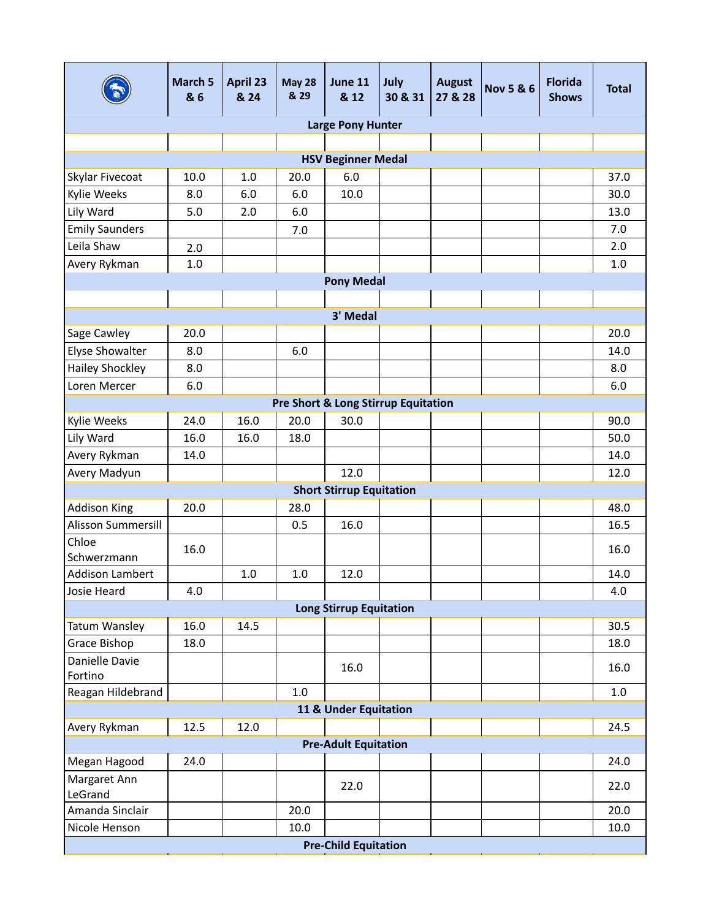| | March 5 & 6 | April 23 & 24 | May 28 & 29 | June 11 & 12 | July 30 & 31 | August 27 & 28 | Nov 5 & 6 | Florida Shows | Total |
|---|---|---|---|---|---|---|---|---|---|
| **Large Pony Hunter** | | | | | | | | | |
| | | | | | | | | | |
| **HSV Beginner Medal** | | | | | | | | | |
| Skylar Fivecoat | 10.0 | 1.0 | 20.0 | 6.0 | | | | | 37.0 |
| Kylie Weeks | 8.0 | 6.0 | 6.0 | 10.0 | | | | | 30.0 |
| Lily Ward | 5.0 | 2.0 | 6.0 | | | | | | 13.0 |
| Emily Saunders | | | 7.0 | | | | | | 7.0 |
| Leila Shaw | 2.0 | | | | | | | | 2.0 |
| Avery Rykman | 1.0 | | | | | | | | 1.0 |
| **Pony Medal** | | | | | | | | | |
| | | | | | | | | | |
| **3' Medal** | | | | | | | | | |
| Sage Cawley | 20.0 | | | | | | | | 20.0 |
| Elyse Showalter | 8.0 | | 6.0 | | | | | | 14.0 |
| Hailey Shockley | 8.0 | | | | | | | | 8.0 |
| Loren Mercer | 6.0 | | | | | | | | 6.0 |
| **Pre Short & Long Stirrup Equitation** | | | | | | | | | |
| Kylie Weeks | 24.0 | 16.0 | 20.0 | 30.0 | | | | | 90.0 |
| Lily Ward | 16.0 | 16.0 | 18.0 | | | | | | 50.0 |
| Avery Rykman | 14.0 | | | | | | | | 14.0 |
| Avery Madyun | | | | 12.0 | | | | | 12.0 |
| **Short Stirrup Equitation** | | | | | | | | | |
| Addison King | 20.0 | | 28.0 | | | | | | 48.0 |
| Alisson Summersill | | | 0.5 | 16.0 | | | | | 16.5 |
| Chloe Schwerzmann | 16.0 | | | | | | | | 16.0 |
| Addison Lambert | | 1.0 | 1.0 | 12.0 | | | | | 14.0 |
| Josie Heard | 4.0 | | | | | | | | 4.0 |
| **Long Stirrup Equitation** | | | | | | | | | |
| Tatum Wansley | 16.0 | 14.5 | | | | | | | 30.5 |
| Grace Bishop | 18.0 | | | | | | | | 18.0 |
| Danielle Davie Fortino | | | | 16.0 | | | | | 16.0 |
| Reagan Hildebrand | | | 1.0 | | | | | | 1.0 |
| **11 & Under Equitation** | | | | | | | | | |
| Avery Rykman | 12.5 | 12.0 | | | | | | | 24.5 |
| **Pre-Adult Equitation** | | | | | | | | | |
| Megan Hagood | 24.0 | | | | | | | | 24.0 |
| Margaret Ann LeGrand | | | | 22.0 | | | | | 22.0 |
| Amanda Sinclair | | | 20.0 | | | | | | 20.0 |
| Nicole Henson | | | 10.0 | | | | | | 10.0 |
| **Pre-Child Equitation** | | | | | | | | | |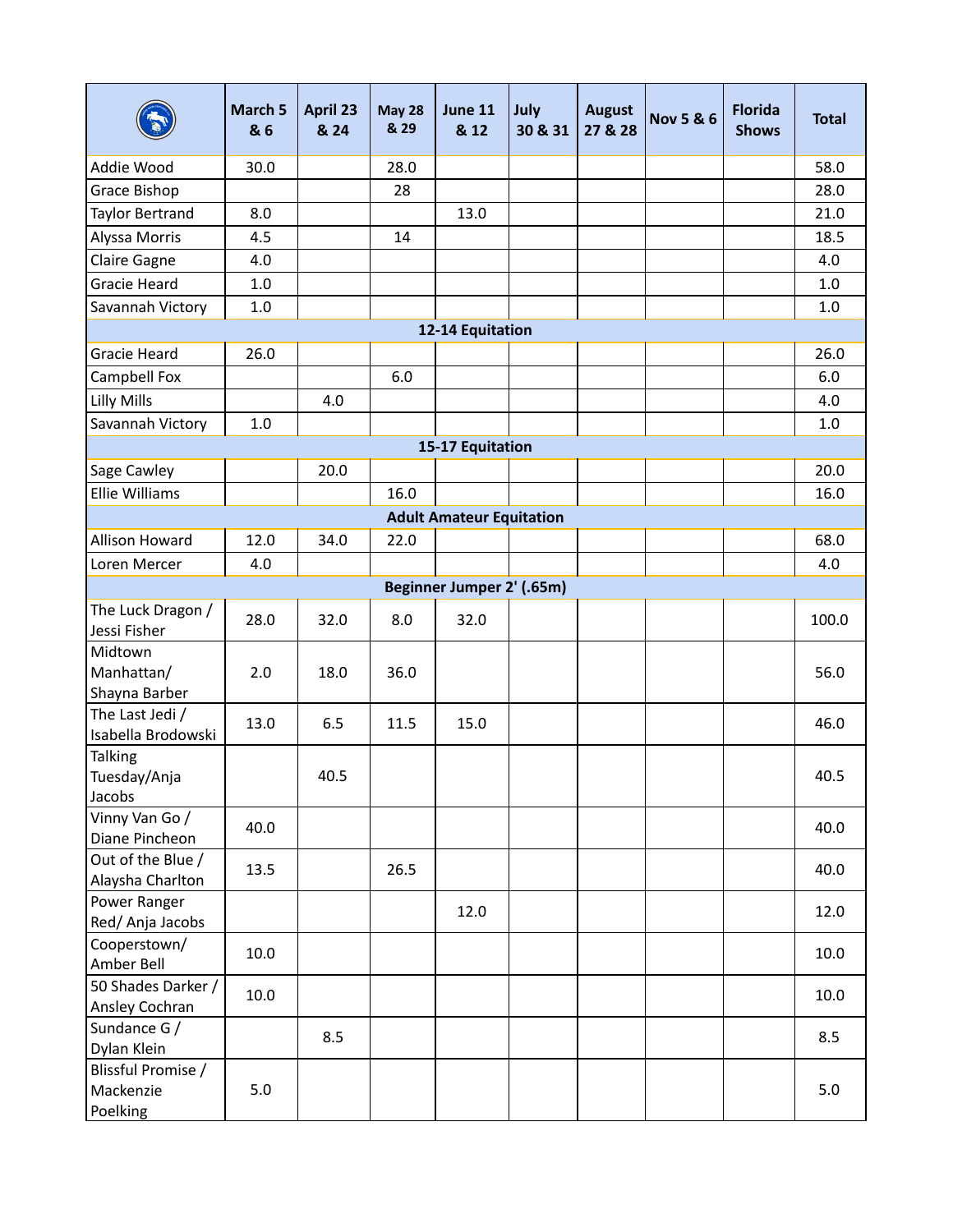| | March 5 & 6 | April 23 & 24 | May 28 & 29 | June 11 & 12 | July 30 & 31 | August 27 & 28 | Nov 5 & 6 | Florida Shows | Total |
|---|---|---|---|---|---|---|---|---|---|
| Addie Wood | 30.0 | | 28.0 | | | | | | 58.0 |
| Grace Bishop | | | 28 | | | | | | 28.0 |
| Taylor Bertrand | 8.0 | | | 13.0 | | | | | 21.0 |
| Alyssa Morris | 4.5 | | 14 | | | | | | 18.5 |
| Claire Gagne | 4.0 | | | | | | | | 4.0 |
| Gracie Heard | 1.0 | | | | | | | | 1.0 |
| Savannah Victory | 1.0 | | | | | | | | 1.0 |
| **12-14 Equitation** | | | | | | | | | |
| Gracie Heard | 26.0 | | | | | | | | 26.0 |
| Campbell Fox | | | 6.0 | | | | | | 6.0 |
| Lilly Mills | | 4.0 | | | | | | | 4.0 |
| Savannah Victory | 1.0 | | | | | | | | 1.0 |
| **15-17 Equitation** | | | | | | | | | |
| Sage Cawley | | 20.0 | | | | | | | 20.0 |
| Ellie Williams | | | 16.0 | | | | | | 16.0 |
| **Adult Amateur Equitation** | | | | | | | | | |
| Allison Howard | 12.0 | 34.0 | 22.0 | | | | | | 68.0 |
| Loren Mercer | 4.0 | | | | | | | | 4.0 |
| **Beginner Jumper 2' (.65m)** | | | | | | | | | |
| The Luck Dragon / Jessi Fisher | 28.0 | 32.0 | 8.0 | 32.0 | | | | | 100.0 |
| Midtown Manhattan/ Shayna Barber | 2.0 | 18.0 | 36.0 | | | | | | 56.0 |
| The Last Jedi / Isabella Brodowski | 13.0 | 6.5 | 11.5 | 15.0 | | | | | 46.0 |
| Talking Tuesday/Anja Jacobs | | 40.5 | | | | | | | 40.5 |
| Vinny Van Go / Diane Pincheon | 40.0 | | | | | | | | 40.0 |
| Out of the Blue / Alaysha Charlton | 13.5 | | 26.5 | | | | | | 40.0 |
| Power Ranger Red/ Anja Jacobs | | | | 12.0 | | | | | 12.0 |
| Cooperstown/ Amber Bell | 10.0 | | | | | | | | 10.0 |
| 50 Shades Darker / Ansley Cochran | 10.0 | | | | | | | | 10.0 |
| Sundance G / Dylan Klein | | 8.5 | | | | | | | 8.5 |
| Blissful Promise / Mackenzie Poelking | 5.0 | | | | | | | | 5.0 |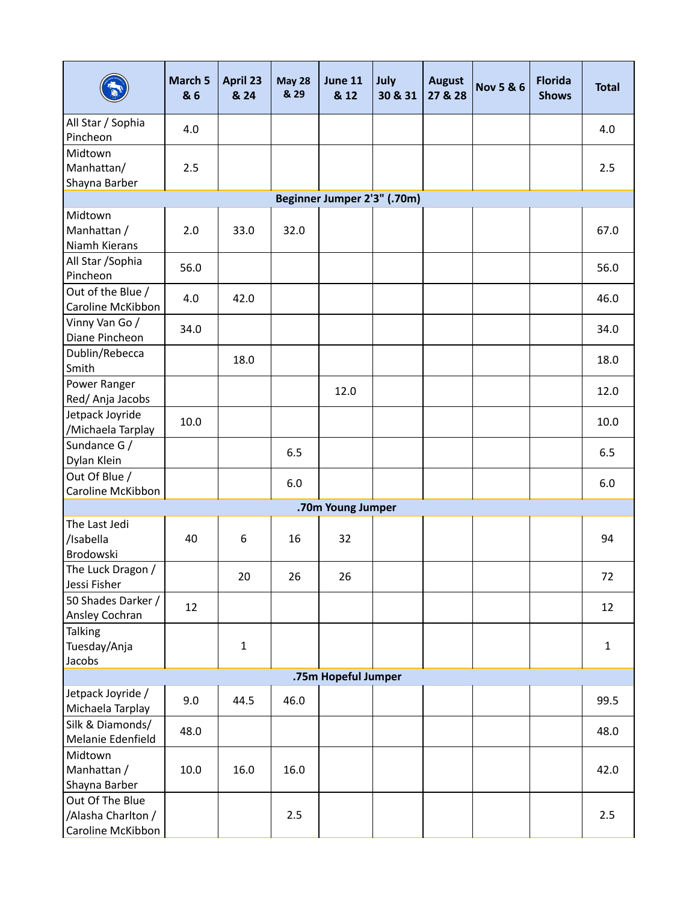| | March 5 & 6 | April 23 & 24 | May 28 & 29 | June 11 & 12 | July 30 & 31 | August 27 & 28 | Nov 5 & 6 | Florida Shows | Total |
|---|---|---|---|---|---|---|---|---|---|
| All Star / Sophia Pincheon | 4.0 | | | | | | | | 4.0 |
| Midtown Manhattan/ Shayna Barber | 2.5 | | | | | | | | 2.5 |
| **Beginner Jumper 2'3" (.70m)** | | | | | | | | | |
| Midtown Manhattan / Niamh Kierans | 2.0 | 33.0 | 32.0 | | | | | | 67.0 |
| All Star /Sophia Pincheon | 56.0 | | | | | | | | 56.0 |
| Out of the Blue / Caroline McKibbon | 4.0 | 42.0 | | | | | | | 46.0 |
| Vinny Van Go / Diane Pincheon | 34.0 | | | | | | | | 34.0 |
| Dublin/Rebecca Smith | | 18.0 | | | | | | | 18.0 |
| Power Ranger Red/ Anja Jacobs | | | | 12.0 | | | | | 12.0 |
| Jetpack Joyride /Michaela Tarplay | 10.0 | | | | | | | | 10.0 |
| Sundance G / Dylan Klein | | | 6.5 | | | | | | 6.5 |
| Out Of Blue / Caroline McKibbon | | | 6.0 | | | | | | 6.0 |
| **.70m Young Jumper** | | | | | | | | | |
| The Last Jedi /Isabella Brodowski | 40 | 6 | 16 | 32 | | | | | 94 |
| The Luck Dragon / Jessi Fisher | | 20 | 26 | 26 | | | | | 72 |
| 50 Shades Darker / Ansley Cochran | 12 | | | | | | | | 12 |
| Talking Tuesday/Anja Jacobs | | 1 | | | | | | | 1 |
| **.75m Hopeful Jumper** | | | | | | | | | |
| Jetpack Joyride / Michaela Tarplay | 9.0 | 44.5 | 46.0 | | | | | | 99.5 |
| Silk & Diamonds/ Melanie Edenfield | 48.0 | | | | | | | | 48.0 |
| Midtown Manhattan / Shayna Barber | 10.0 | 16.0 | 16.0 | | | | | | 42.0 |
| Out Of The Blue /Alasha Charlton / Caroline McKibbon | | | 2.5 | | | | | | 2.5 |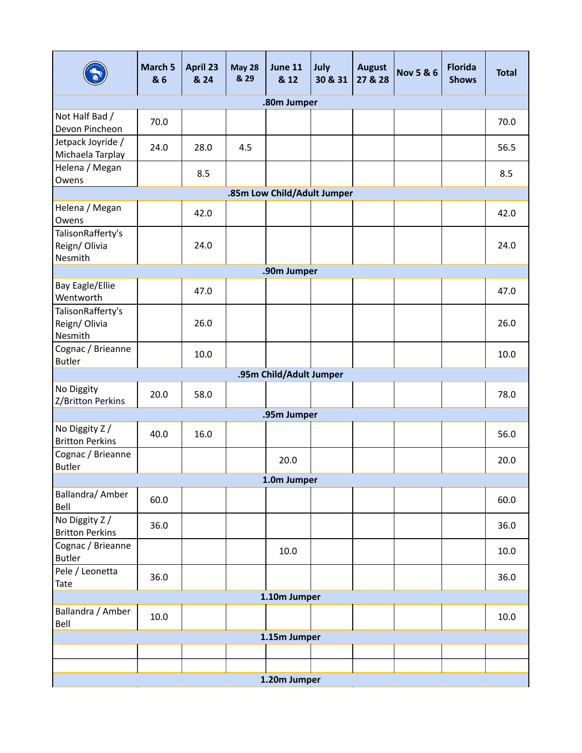| | March 5 & 6 | April 23 & 24 | May 28 & 29 | June 11 & 12 | July 30 & 31 | August 27 & 28 | Nov 5 & 6 | Florida Shows | Total |
|---|---|---|---|---|---|---|---|---|---|
| **.80m Jumper** | | | | | | | | | |
| Not Half Bad / Devon Pincheon | 70.0 | | | | | | | | 70.0 |
| Jetpack Joyride / Michaela Tarplay | 24.0 | 28.0 | 4.5 | | | | | | 56.5 |
| Helena / Megan Owens | | 8.5 | | | | | | | 8.5 |
| **.85m Low Child/Adult Jumper** | | | | | | | | | |
| Helena / Megan Owens | | 42.0 | | | | | | | 42.0 |
| TalisonRafferty's Reign/ Olivia Nesmith | | 24.0 | | | | | | | 24.0 |
| **.90m Jumper** | | | | | | | | | |
| Bay Eagle/Ellie Wentworth | | 47.0 | | | | | | | 47.0 |
| TalisonRafferty's Reign/ Olivia Nesmith | | 26.0 | | | | | | | 26.0 |
| Cognac / Brieanne Butler | | 10.0 | | | | | | | 10.0 |
| **.95m Child/Adult Jumper** | | | | | | | | | |
| No Diggity Z/Britton Perkins | 20.0 | 58.0 | | | | | | | 78.0 |
| **.95m Jumper** | | | | | | | | | |
| No Diggity Z / Britton Perkins | 40.0 | 16.0 | | | | | | | 56.0 |
| Cognac / Brieanne Butler | | | | 20.0 | | | | | 20.0 |
| **1.0m Jumper** | | | | | | | | | |
| Ballandra/ Amber Bell | 60.0 | | | | | | | | 60.0 |
| No Diggity Z / Britton Perkins | 36.0 | | | | | | | | 36.0 |
| Cognac / Brieanne Butler | | | | 10.0 | | | | | 10.0 |
| Pele / Leonetta Tate | 36.0 | | | | | | | | 36.0 |
| **1.10m Jumper** | | | | | | | | | |
| Ballandra / Amber Bell | 10.0 | | | | | | | | 10.0 |
| **1.15m Jumper** | | | | | | | | | |
| | | | | | | | | | |
| | | | | | | | | | |
| **1.20m Jumper** | | | | | | | | | |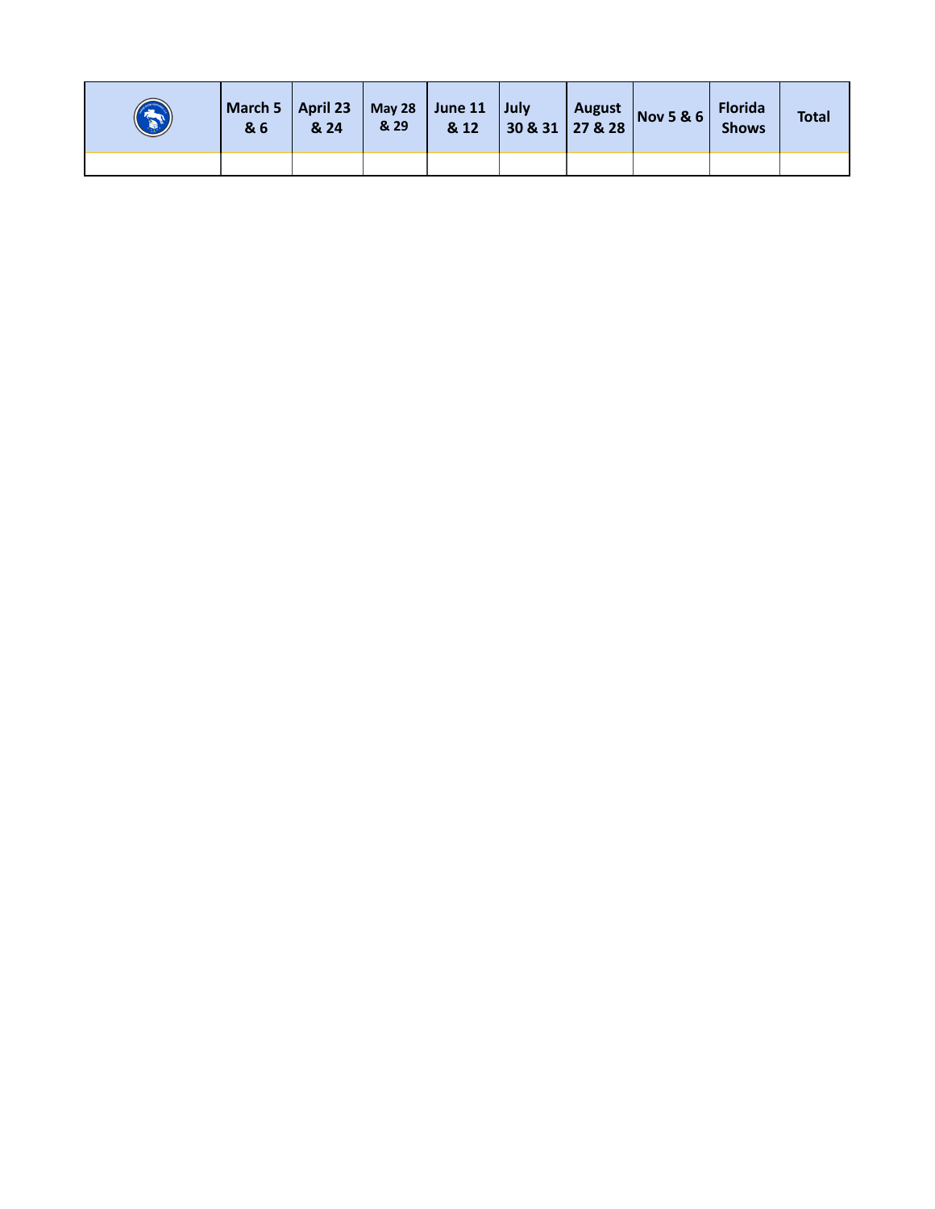| | March 5 & 6 | April 23 & 24 | May 28 & 29 | June 11 & 12 | July 30 & 31 | August 27 & 28 | Nov 5 & 6 | Florida Shows | Total |
|---|---|---|---|---|---|---|---|---|---|
| | | | | | | | | | |